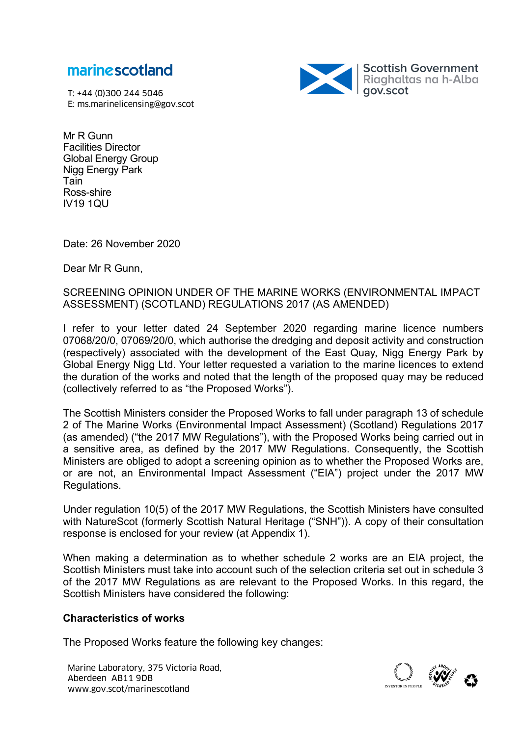marinescotland

T: +44 (0)300 244 5046
E: ms.marinelicensing@gov.scot

Scottish Government
Riaghaltas na h-Alba
gov.scot

Mr R Gunn
Facilities Director
Global Energy Group
Nigg Energy Park
Tain
Ross-shire
IV19 1QU

Date: 26 November 2020

Dear Mr R Gunn,

SCREENING OPINION UNDER OF THE MARINE WORKS (ENVIRONMENTAL IMPACT ASSESSMENT) (SCOTLAND) REGULATIONS 2017 (AS AMENDED)

I refer to your letter dated 24 September 2020 regarding marine licence numbers 07068/20/0, 07069/20/0, which authorise the dredging and deposit activity and construction (respectively) associated with the development of the East Quay, Nigg Energy Park by Global Energy Nigg Ltd. Your letter requested a variation to the marine licences to extend the duration of the works and noted that the length of the proposed quay may be reduced (collectively referred to as "the Proposed Works").

The Scottish Ministers consider the Proposed Works to fall under paragraph 13 of schedule 2 of The Marine Works (Environmental Impact Assessment) (Scotland) Regulations 2017 (as amended) ("the 2017 MW Regulations"), with the Proposed Works being carried out in a sensitive area, as defined by the 2017 MW Regulations. Consequently, the Scottish Ministers are obliged to adopt a screening opinion as to whether the Proposed Works are, or are not, an Environmental Impact Assessment ("EIA") project under the 2017 MW Regulations.

Under regulation 10(5) of the 2017 MW Regulations, the Scottish Ministers have consulted with NatureScot (formerly Scottish Natural Heritage ("SNH")). A copy of their consultation response is enclosed for your review (at Appendix 1).

When making a determination as to whether schedule 2 works are an EIA project, the Scottish Ministers must take into account such of the selection criteria set out in schedule 3 of the 2017 MW Regulations as are relevant to the Proposed Works. In this regard, the Scottish Ministers have considered the following:

**Characteristics of works**

The Proposed Works feature the following key changes:

Marine Laboratory, 375 Victoria Road,
Aberdeen AB11 9DB
www.gov.scot/marinescotland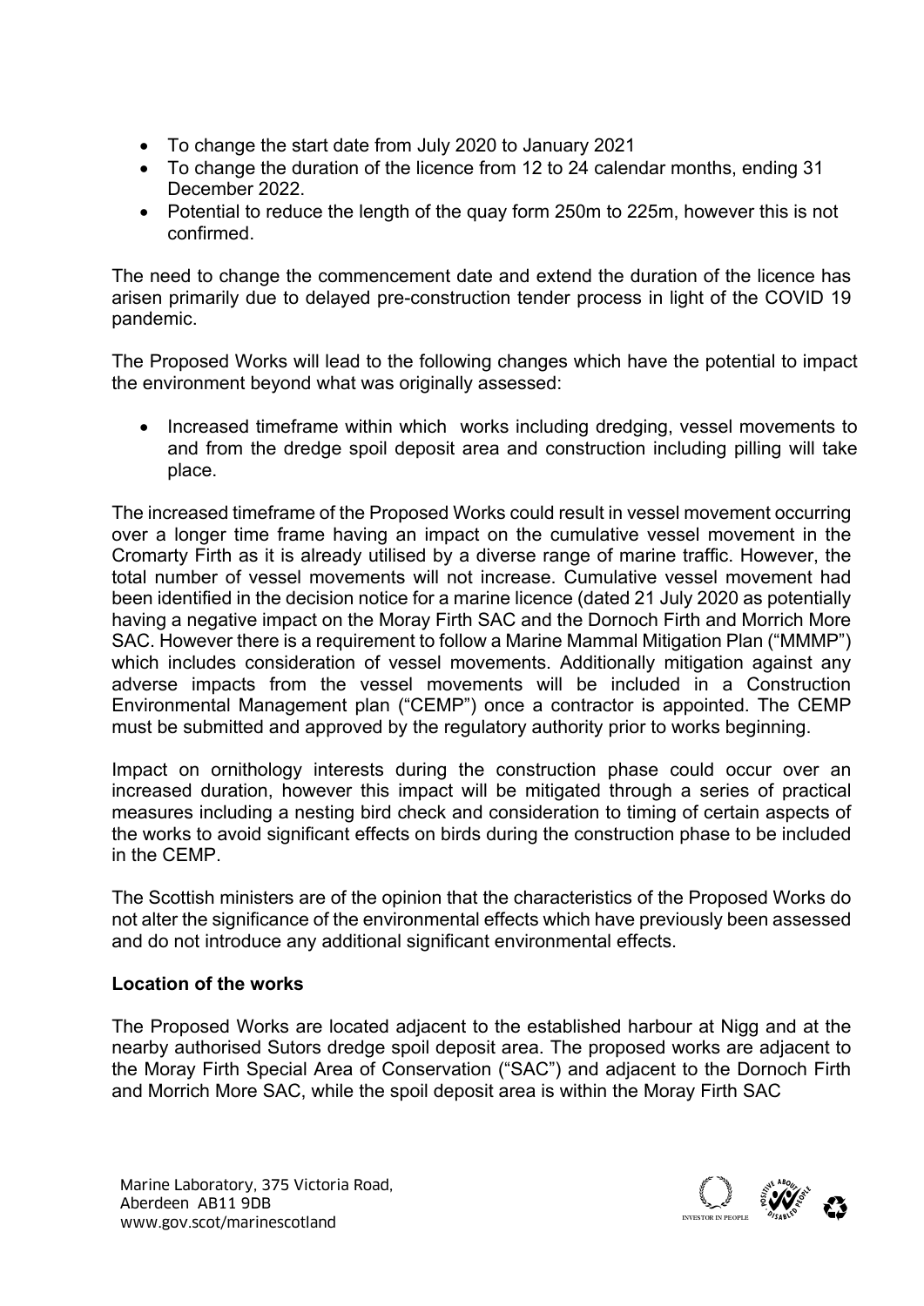- To change the start date from July 2020 to January 2021
- To change the duration of the licence from 12 to 24 calendar months, ending 31 December 2022.
- Potential to reduce the length of the quay form 250m to 225m, however this is not confirmed.

The need to change the commencement date and extend the duration of the licence has arisen primarily due to delayed pre-construction tender process in light of the COVID 19 pandemic.

The Proposed Works will lead to the following changes which have the potential to impact the environment beyond what was originally assessed:

- Increased timeframe within which works including dredging, vessel movements to and from the dredge spoil deposit area and construction including pilling will take place.

The increased timeframe of the Proposed Works could result in vessel movement occurring over a longer time frame having an impact on the cumulative vessel movement in the Cromarty Firth as it is already utilised by a diverse range of marine traffic. However, the total number of vessel movements will not increase. Cumulative vessel movement had been identified in the decision notice for a marine licence (dated 21 July 2020 as potentially having a negative impact on the Moray Firth SAC and the Dornoch Firth and Morrich More SAC. However there is a requirement to follow a Marine Mammal Mitigation Plan ("MMMP") which includes consideration of vessel movements. Additionally mitigation against any adverse impacts from the vessel movements will be included in a Construction Environmental Management plan ("CEMP") once a contractor is appointed. The CEMP must be submitted and approved by the regulatory authority prior to works beginning.

Impact on ornithology interests during the construction phase could occur over an increased duration, however this impact will be mitigated through a series of practical measures including a nesting bird check and consideration to timing of certain aspects of the works to avoid significant effects on birds during the construction phase to be included in the CEMP.

The Scottish ministers are of the opinion that the characteristics of the Proposed Works do not alter the significance of the environmental effects which have previously been assessed and do not introduce any additional significant environmental effects.

**Location of the works**

The Proposed Works are located adjacent to the established harbour at Nigg and at the nearby authorised Sutors dredge spoil deposit area. The proposed works are adjacent to the Moray Firth Special Area of Conservation ("SAC") and adjacent to the Dornoch Firth and Morrich More SAC, while the spoil deposit area is within the Moray Firth SAC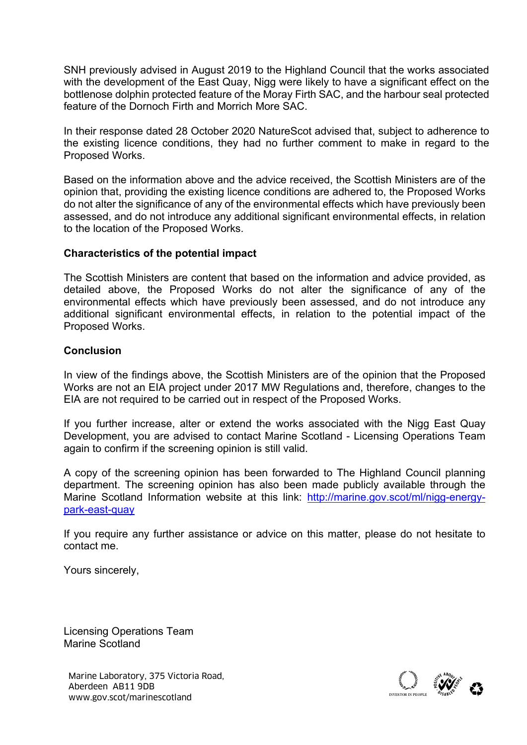SNH previously advised in August 2019 to the Highland Council that the works associated with the development of the East Quay, Nigg were likely to have a significant effect on the bottlenose dolphin protected feature of the Moray Firth SAC, and the harbour seal protected feature of the Dornoch Firth and Morrich More SAC.

In their response dated 28 October 2020 NatureScot advised that, subject to adherence to the existing licence conditions, they had no further comment to make in regard to the Proposed Works.

Based on the information above and the advice received, the Scottish Ministers are of the opinion that, providing the existing licence conditions are adhered to, the Proposed Works do not alter the significance of any of the environmental effects which have previously been assessed, and do not introduce any additional significant environmental effects, in relation to the location of the Proposed Works.

**Characteristics of the potential impact**

The Scottish Ministers are content that based on the information and advice provided, as detailed above, the Proposed Works do not alter the significance of any of the environmental effects which have previously been assessed, and do not introduce any additional significant environmental effects, in relation to the potential impact of the Proposed Works.

**Conclusion**

In view of the findings above, the Scottish Ministers are of the opinion that the Proposed Works are not an EIA project under 2017 MW Regulations and, therefore, changes to the EIA are not required to be carried out in respect of the Proposed Works.

If you further increase, alter or extend the works associated with the Nigg East Quay Development, you are advised to contact Marine Scotland - Licensing Operations Team again to confirm if the screening opinion is still valid.

A copy of the screening opinion has been forwarded to The Highland Council planning department. The screening opinion has also been made publicly available through the Marine Scotland Information website at this link: [http://marine.gov.scot/ml/nigg-energy-park-east-quay](http://marine.gov.scot/ml/nigg-energy-park-east-quay)

If you require any further assistance or advice on this matter, please do not hesitate to contact me.

Yours sincerely,

Licensing Operations Team
Marine Scotland

Marine Laboratory, 375 Victoria Road,
Aberdeen AB11 9DB
www.gov.scot/marinescotland